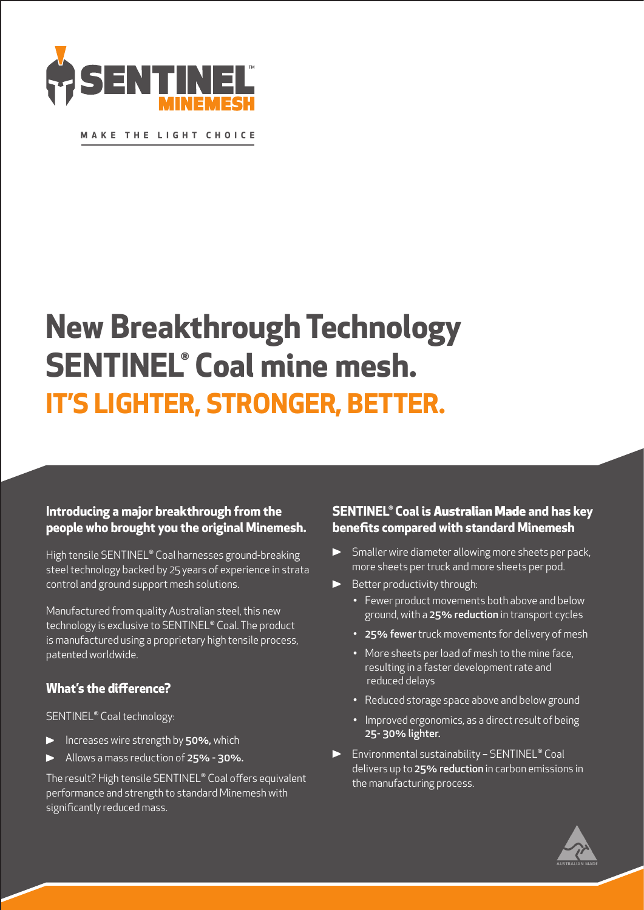**SENTINEL™ MINEMESH**

MAKE THE LIGHT CHOICE

# New Breakthrough Technology SENTINEL® Coal mine mesh.

## IT'S LIGHTER, STRONGER, BETTER.

### Introducing a major breakthrough from the people who brought you the original Minemesh.

High tensile SENTINEL® Coal harnesses ground-breaking steel technology backed by 25 years of experience in strata control and ground support mesh solutions.

Manufactured from quality Australian steel, this new technology is exclusive to SENTINEL® Coal. The product is manufactured using a proprietary high tensile process, patented worldwide.

### What's the difference?

SENTINEL® Coal technology:

- Increases wire strength by **50%,** which
- Allows a mass reduction of **25% - 30%.**

The result? High tensile SENTINEL® Coal offers equivalent performance and strength to standard Minemesh with significantly reduced mass.

### SENTINEL® Coal is Australian Made and has key benefits compared with standard Minemesh

- Smaller wire diameter allowing more sheets per pack, more sheets per truck and more sheets per pod.
- Better productivity through:
  - Fewer product movements both above and below ground, with a **25% reduction** in transport cycles
  - **25% fewer** truck movements for delivery of mesh
  - More sheets per load of mesh to the mine face, resulting in a faster development rate and reduced delays
  - Reduced storage space above and below ground
  - Improved ergonomics, as a direct result of being **25- 30% lighter.**
- Environmental sustainability – SENTINEL® Coal delivers up to **25% reduction** in carbon emissions in the manufacturing process.

AUSTRALIAN MADE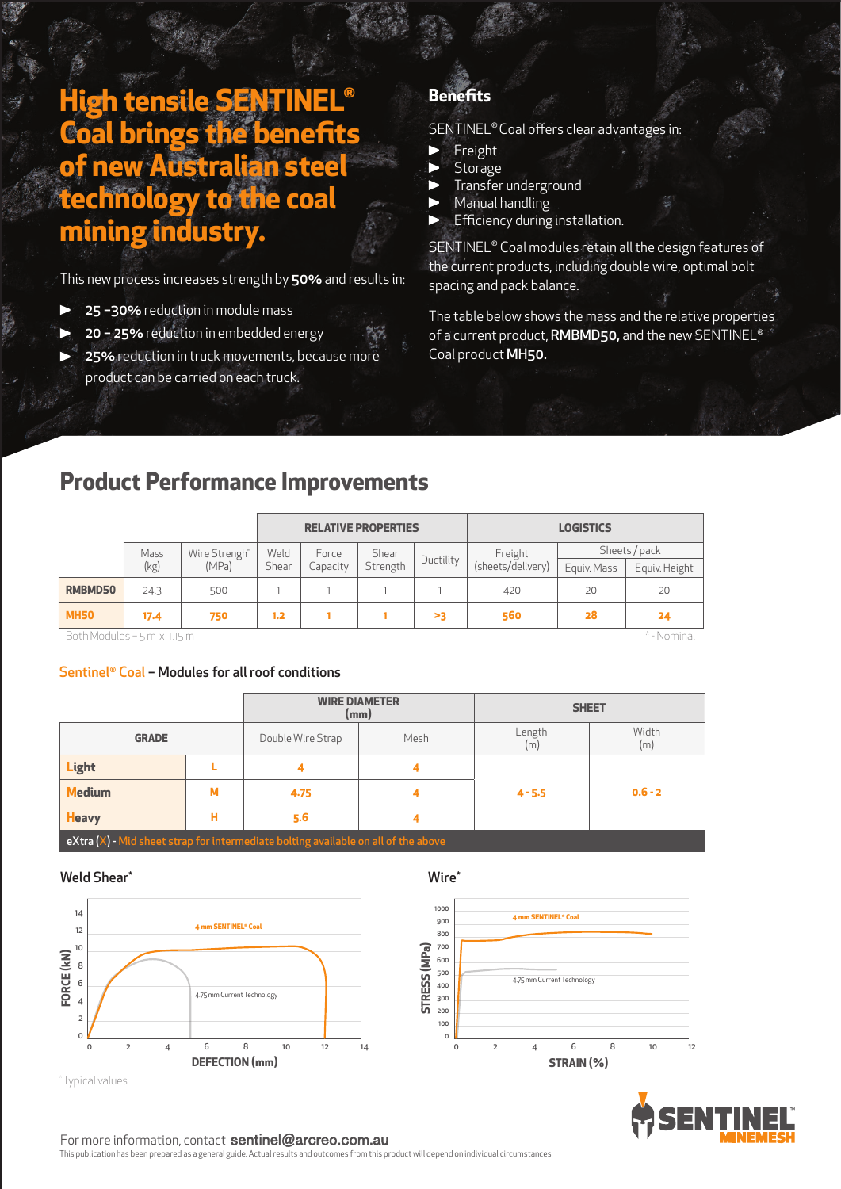# High tensile SENTINEL® Coal brings the benefits of new Australian steel technology to the coal mining industry.

This new process increases strength by **50%** and results in:

- **25 -30%** reduction in module mass
- **20 - 25%** reduction in embedded energy
- **25%** reduction in truck movements, because more product can be carried on each truck.

## Benefits

SENTINEL® Coal offers clear advantages in:

- Freight
- Storage
- Transfer underground
- Manual handling
- Efficiency during installation.

SENTINEL® Coal modules retain all the design features of the current products, including double wire, optimal bolt spacing and pack balance.

The table below shows the mass and the relative properties of a current product, **RMBMD50,** and the new SENTINEL® Coal product **MH50.**

## Product Performance Improvements

| | | | RELATIVE PROPERTIES | | | | LOGISTICS | | |
|---|---|---|---|---|---|---|---|---|---|
| | Mass (kg) | Wire Strength* (MPa) | Weld Shear | Force Capacity | Shear Strength | Ductility | Freight (sheets/delivery) | Sheets / pack Equiv. Mass | Sheets / pack Equiv. Height |
| **RMBMD50** | 24.3 | 500 | 1 | 1 | 1 | 1 | 420 | 20 | 20 |
| **MH50** | **17.4** | **750** | **1.2** | **1** | **1** | **>3** | **560** | **28** | **24** |

Both Modules – 5 m x 1.15 m

* - Nominal

### Sentinel® Coal – Modules for all roof conditions

| GRADE | | WIRE DIAMETER (mm) Double Wire Strap | WIRE DIAMETER (mm) Mesh | SHEET Length (m) | SHEET Width (m) |
|---|---|---|---|---|---|
| **Light** | **L** | **4** | **4** | **4 - 5.5** | **0.6 - 2** |
| **Medium** | **M** | **4.75** | **4** | | |
| **Heavy** | **H** | **5.6** | **4** | | |

eXtra (X) - Mid sheet strap for intermediate bolting available on all of the above

### Weld Shear*

FORCE (kN)

4 mm SENTINEL® Coal

4.75 mm Current Technology

DEFECTION (mm)

### Wire*

STRESS (MPa)

4 mm SENTINEL® Coal

4.75 mm Current Technology

STRAIN (%)

* Typical values

For more information, contact **sentinel@arcreo.com.au**

This publication has been prepared as a general guide. Actual results and outcomes from this product will depend on individual circumstances.

SENTINEL MINEMESH